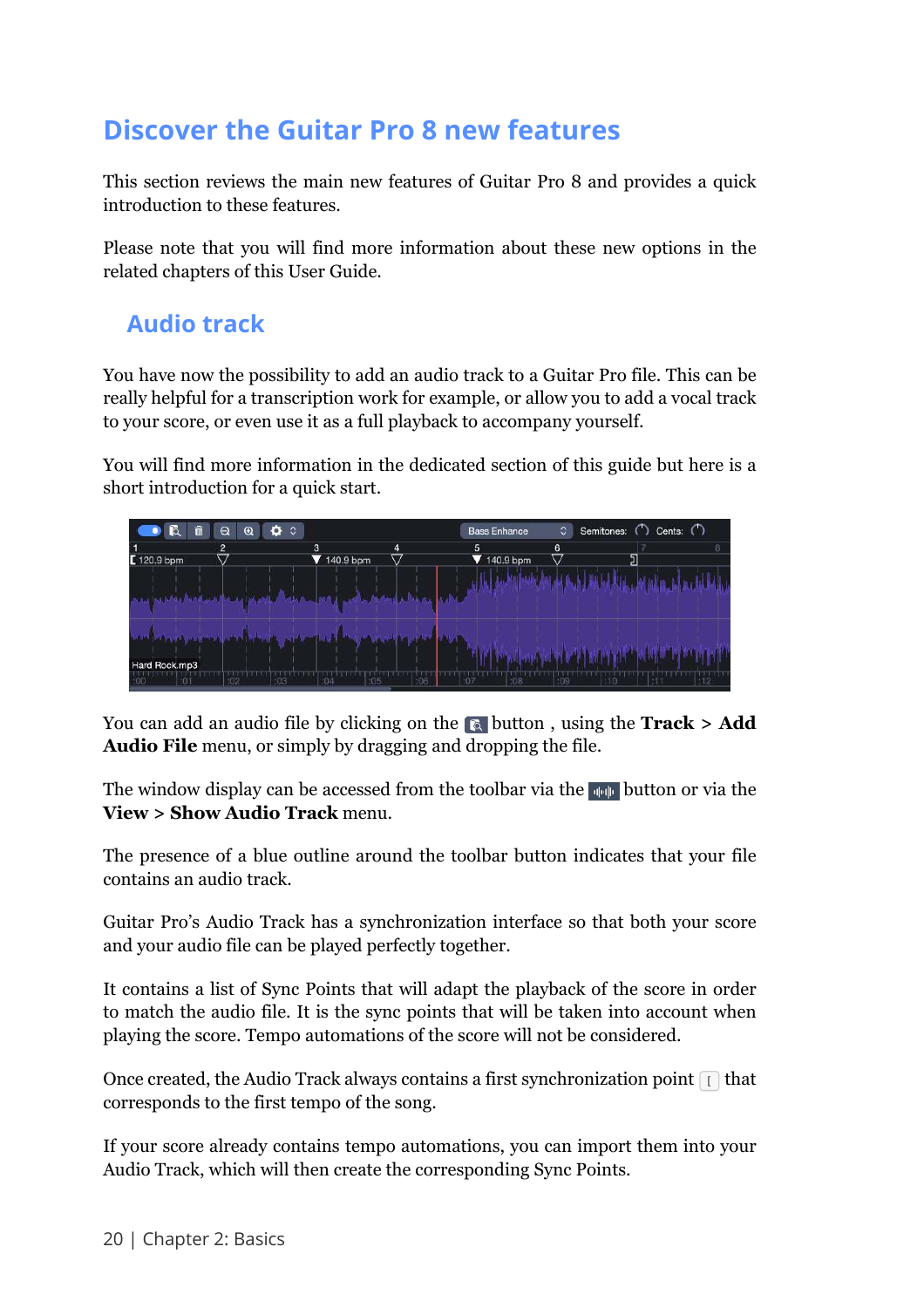# Discover the Guitar Pro 8 new features

This section reviews the main new features of Guitar Pro 8 and provides a quick introduction to these features.

Please note that you will find more information about these new options in the related chapters of this User Guide.

## Audio track

You have now the possibility to add an audio track to a Guitar Pro file. This can be really helpful for a transcription work for example, or allow you to add a vocal track to your score, or even use it as a full playback to accompany yourself.

You will find more information in the dedicated section of this guide but here is a short introduction for a quick start.

You can add an audio file by clicking on the button , using the **Track** > **Add Audio File** menu, or simply by dragging and dropping the file.

The window display can be accessed from the toolbar via the button or via the **View** > **Show Audio Track** menu.

The presence of a blue outline around the toolbar button indicates that your file contains an audio track.

Guitar Pro's Audio Track has a synchronization interface so that both your score and your audio file can be played perfectly together.

It contains a list of Sync Points that will adapt the playback of the score in order to match the audio file. It is the sync points that will be taken into account when playing the score. Tempo automations of the score will not be considered.

Once created, the Audio Track always contains a first synchronization point [ that corresponds to the first tempo of the song.

If your score already contains tempo automations, you can import them into your Audio Track, which will then create the corresponding Sync Points.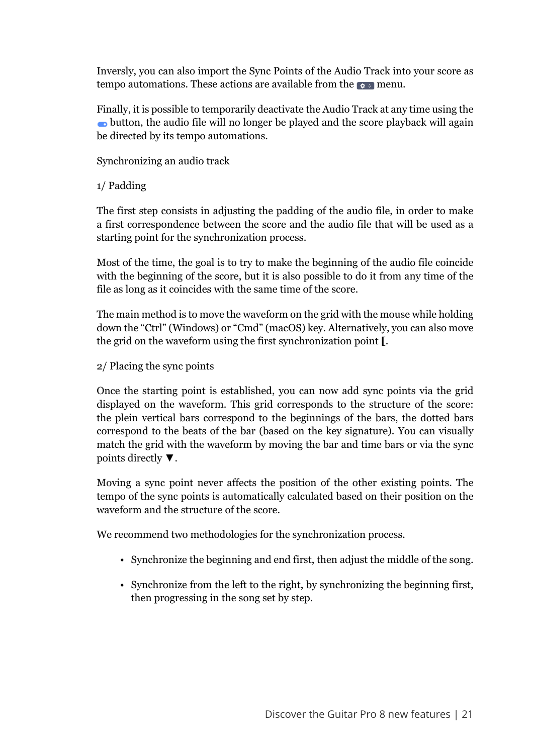Inversly, you can also import the Sync Points of the Audio Track into your score as tempo automations. These actions are available from the menu.

Finally, it is possible to temporarily deactivate the Audio Track at any time using the button, the audio file will no longer be played and the score playback will again be directed by its tempo automations.

Synchronizing an audio track

1/ Padding

The first step consists in adjusting the padding of the audio file, in order to make a first correspondence between the score and the audio file that will be used as a starting point for the synchronization process.

Most of the time, the goal is to try to make the beginning of the audio file coincide with the beginning of the score, but it is also possible to do it from any time of the file as long as it coincides with the same time of the score.

The main method is to move the waveform on the grid with the mouse while holding down the “Ctrl” (Windows) or “Cmd” (macOS) key. Alternatively, you can also move the grid on the waveform using the first synchronization point **[**.

2/ Placing the sync points

Once the starting point is established, you can now add sync points via the grid displayed on the waveform. This grid corresponds to the structure of the score: the plein vertical bars correspond to the beginnings of the bars, the dotted bars correspond to the beats of the bar (based on the key signature). You can visually match the grid with the waveform by moving the bar and time bars or via the sync points directly ▼.

Moving a sync point never affects the position of the other existing points. The tempo of the sync points is automatically calculated based on their position on the waveform and the structure of the score.

We recommend two methodologies for the synchronization process.

- Synchronize the beginning and end first, then adjust the middle of the song.
- Synchronize from the left to the right, by synchronizing the beginning first, then progressing in the song set by step.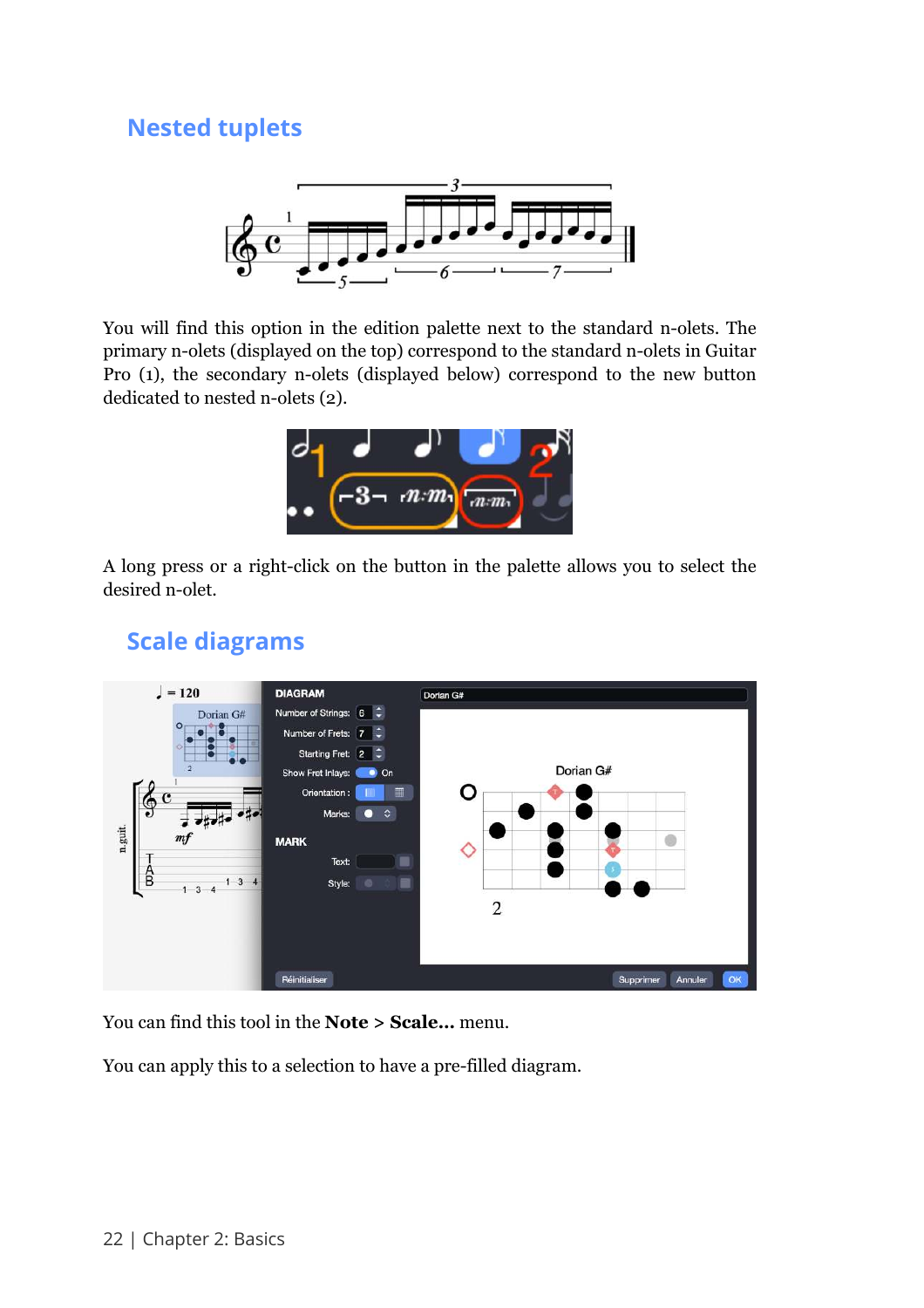## Nested tuplets

You will find this option in the edition palette next to the standard n-olets. The primary n-olets (displayed on the top) correspond to the standard n-olets in Guitar Pro (1), the secondary n-olets (displayed below) correspond to the new button dedicated to nested n-olets (2).

A long press or a right-click on the button in the palette allows you to select the desired n-olet.

## Scale diagrams

You can find this tool in the **Note** > **Scale...** menu.

You can apply this to a selection to have a pre-filled diagram.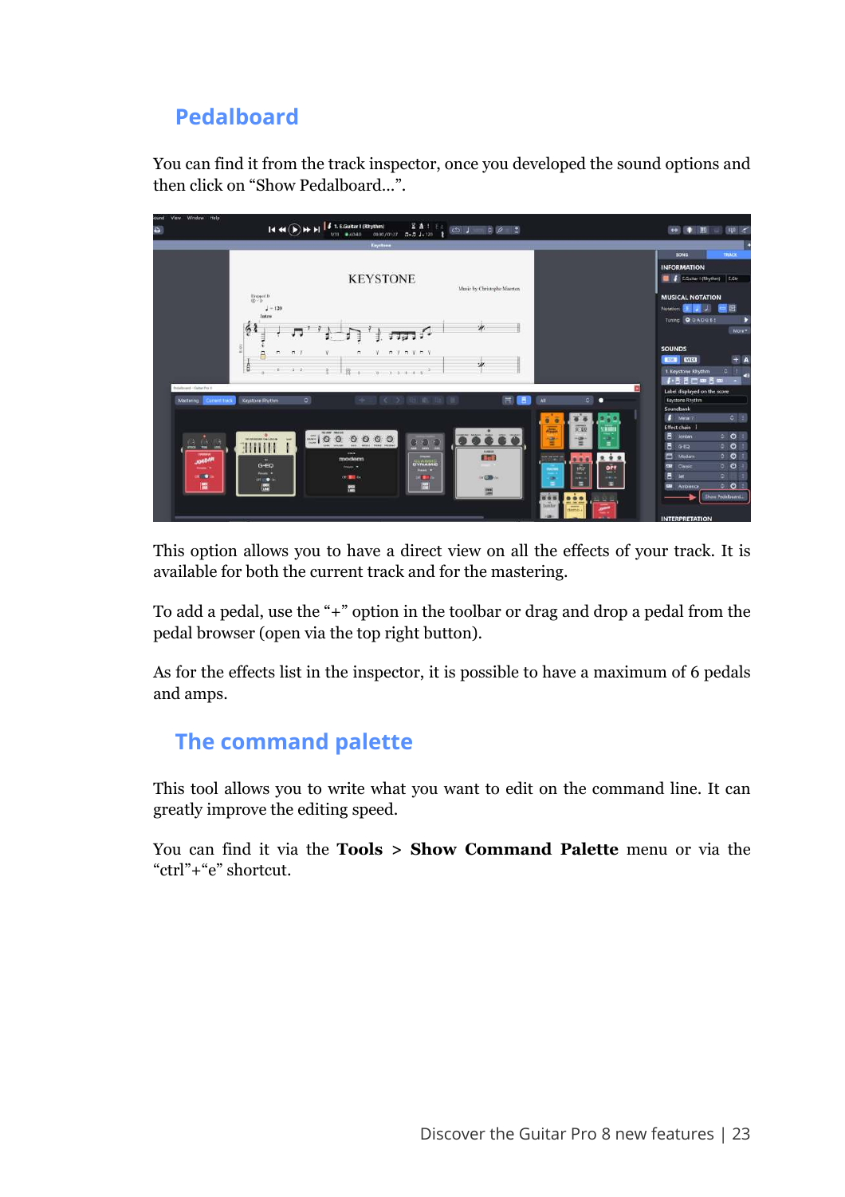## Pedalboard

You can find it from the track inspector, once you developed the sound options and then click on “Show Pedalboard...”.

This option allows you to have a direct view on all the effects of your track. It is available for both the current track and for the mastering.

To add a pedal, use the “+” option in the toolbar or drag and drop a pedal from the pedal browser (open via the top right button).

As for the effects list in the inspector, it is possible to have a maximum of 6 pedals and amps.

## The command palette

This tool allows you to write what you want to edit on the command line. It can greatly improve the editing speed.

You can find it via the **Tools > Show Command Palette** menu or via the “ctrl”+“e” shortcut.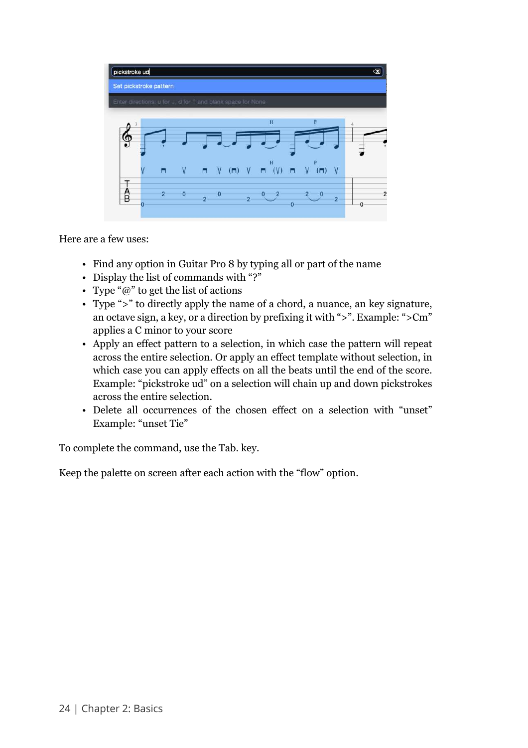Here are a few uses:

- Find any option in Guitar Pro 8 by typing all or part of the name
- Display the list of commands with "?"
- Type "@" to get the list of actions
- Type ">" to directly apply the name of a chord, a nuance, an key signature, an octave sign, a key, or a direction by prefixing it with ">". Example: ">Cm" applies a C minor to your score
- Apply an effect pattern to a selection, in which case the pattern will repeat across the entire selection. Or apply an effect template without selection, in which case you can apply effects on all the beats until the end of the score. Example: "pickstroke ud" on a selection will chain up and down pickstrokes across the entire selection.
- Delete all occurrences of the chosen effect on a selection with "unset" Example: "unset Tie"

To complete the command, use the Tab. key.

Keep the palette on screen after each action with the "flow" option.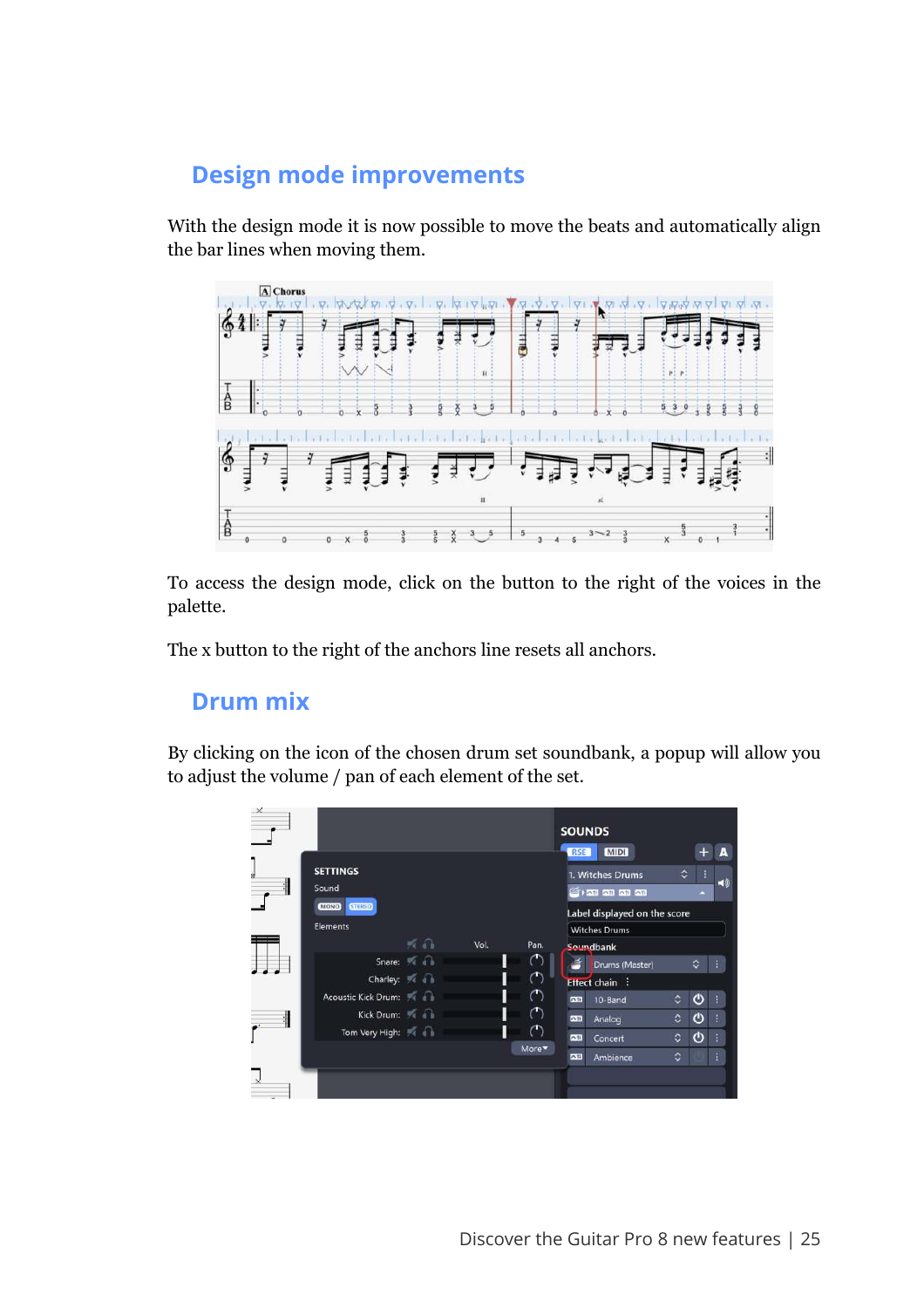## Design mode improvements

With the design mode it is now possible to move the beats and automatically align the bar lines when moving them.

To access the design mode, click on the button to the right of the voices in the palette.

The x button to the right of the anchors line resets all anchors.

## Drum mix

By clicking on the icon of the chosen drum set soundbank, a popup will allow you to adjust the volume / pan of each element of the set.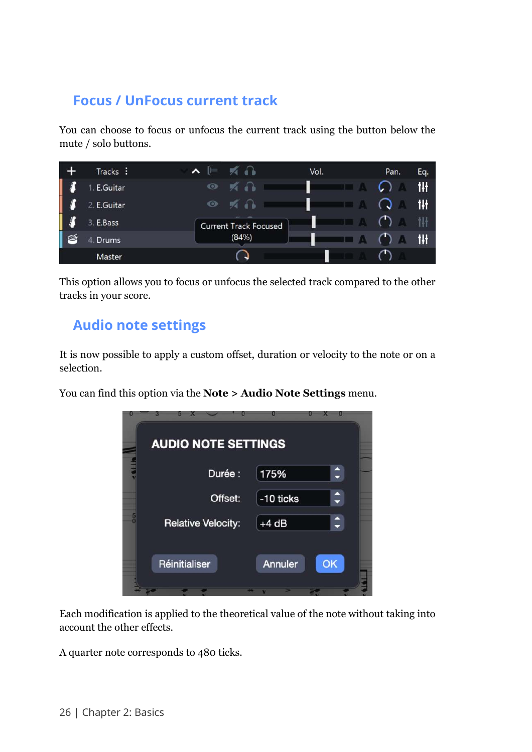## Focus / UnFocus current track

You can choose to focus or unfocus the current track using the button below the mute / solo buttons.

This option allows you to focus or unfocus the selected track compared to the other tracks in your score.

## Audio note settings

It is now possible to apply a custom offset, duration or velocity to the note or on a selection.

You can find this option via the **Note** > **Audio Note Settings** menu.

Each modification is applied to the theoretical value of the note without taking into account the other effects.

A quarter note corresponds to 480 ticks.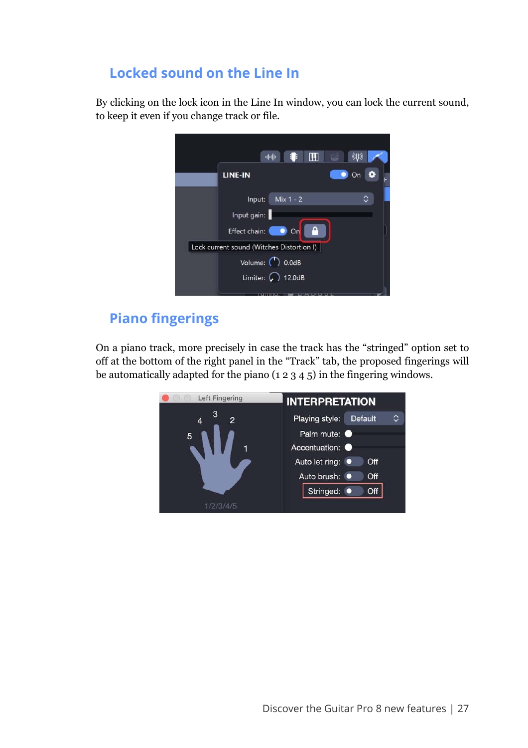## Locked sound on the Line In

By clicking on the lock icon in the Line In window, you can lock the current sound, to keep it even if you change track or file.

## Piano fingerings

On a piano track, more precisely in case the track has the “stringed” option set to off at the bottom of the right panel in the “Track” tab, the proposed fingerings will be automatically adapted for the piano (1 2 3 4 5) in the fingering windows.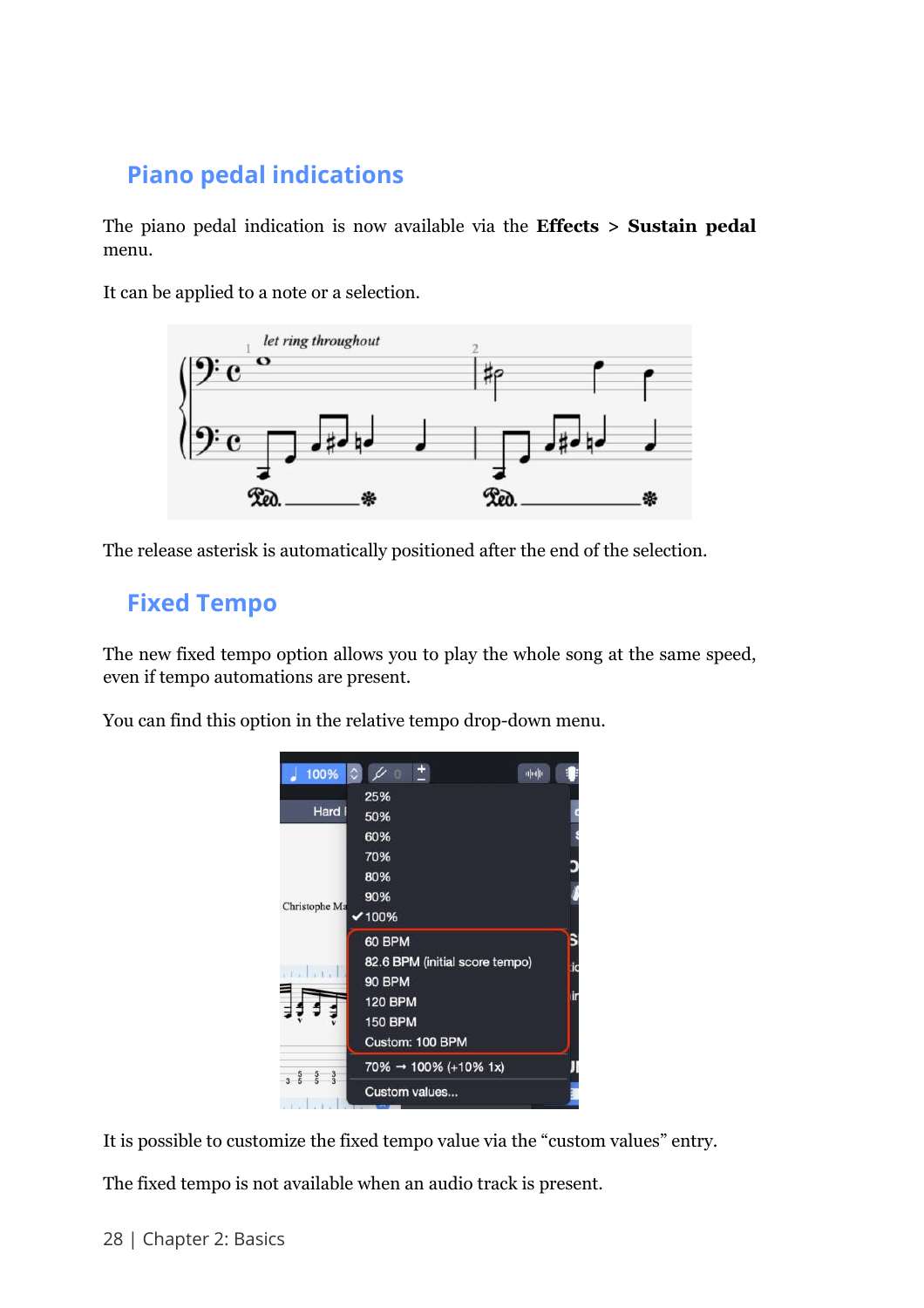## Piano pedal indications

The piano pedal indication is now available via the **Effects** > **Sustain pedal** menu.

It can be applied to a note or a selection.

The release asterisk is automatically positioned after the end of the selection.

## Fixed Tempo

The new fixed tempo option allows you to play the whole song at the same speed, even if tempo automations are present.

You can find this option in the relative tempo drop-down menu.

It is possible to customize the fixed tempo value via the “custom values” entry.

The fixed tempo is not available when an audio track is present.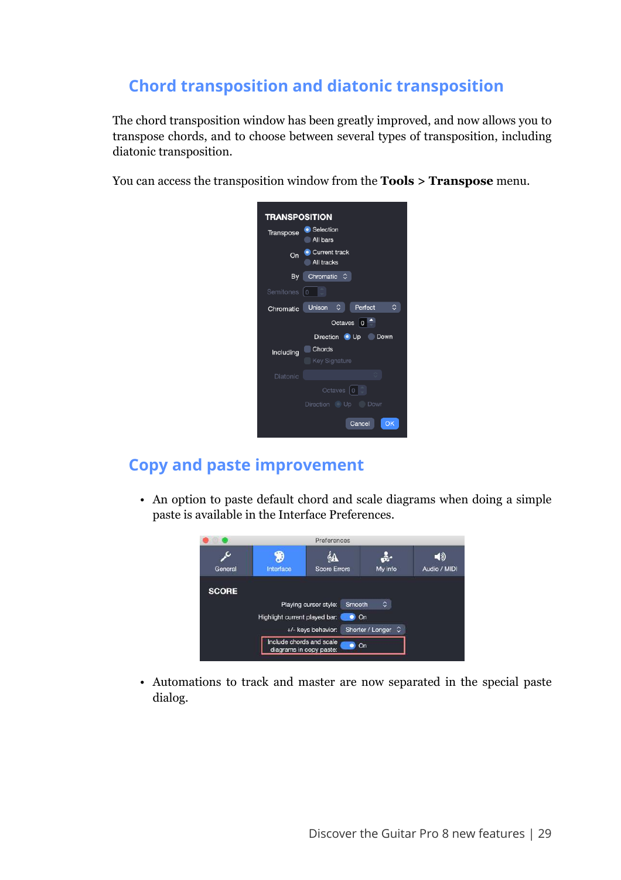## Chord transposition and diatonic transposition

The chord transposition window has been greatly improved, and now allows you to transpose chords, and to choose between several types of transposition, including diatonic transposition.

You can access the transposition window from the **Tools** > **Transpose** menu.

## Copy and paste improvement

- An option to paste default chord and scale diagrams when doing a simple paste is available in the Interface Preferences.

- Automations to track and master are now separated in the special paste dialog.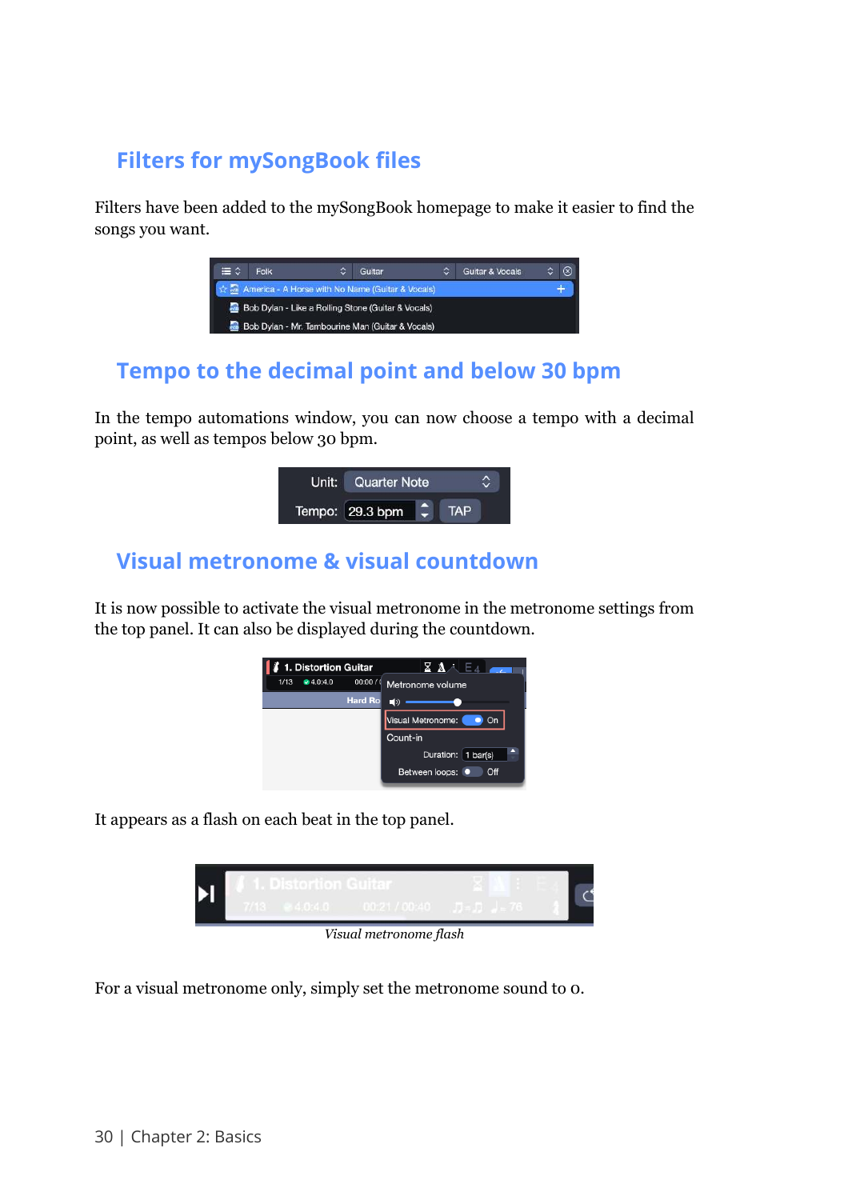## Filters for mySongBook files

Filters have been added to the mySongBook homepage to make it easier to find the songs you want.

## Tempo to the decimal point and below 30 bpm

In the tempo automations window, you can now choose a tempo with a decimal point, as well as tempos below 30 bpm.

## Visual metronome & visual countdown

It is now possible to activate the visual metronome in the metronome settings from the top panel. It can also be displayed during the countdown.

It appears as a flash on each beat in the top panel.

*Visual metronome flash*

For a visual metronome only, simply set the metronome sound to 0.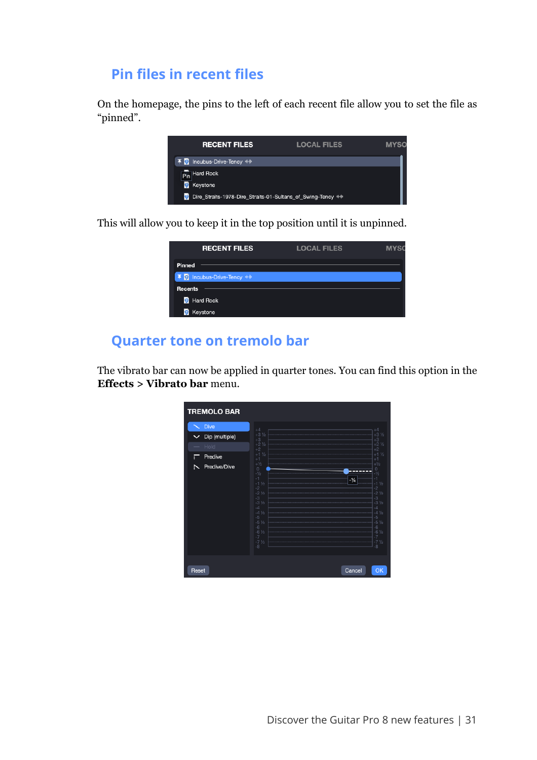## Pin files in recent files

On the homepage, the pins to the left of each recent file allow you to set the file as "pinned".

This will allow you to keep it in the top position until it is unpinned.

## Quarter tone on tremolo bar

The vibrato bar can now be applied in quarter tones. You can find this option in the **Effects** > **Vibrato bar** menu.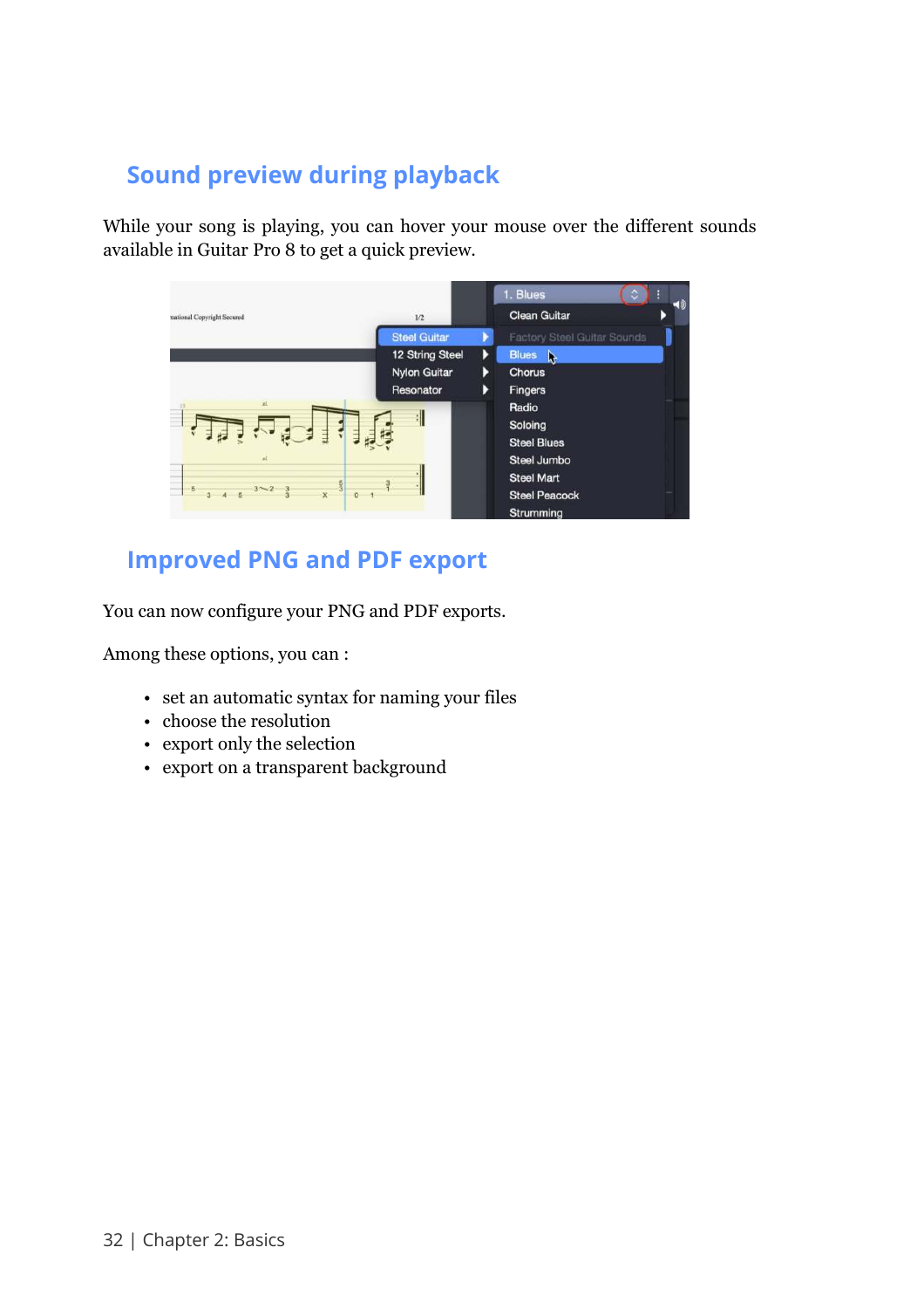## Sound preview during playback

While your song is playing, you can hover your mouse over the different sounds available in Guitar Pro 8 to get a quick preview.

## Improved PNG and PDF export

You can now configure your PNG and PDF exports.

Among these options, you can :

- set an automatic syntax for naming your files
- choose the resolution
- export only the selection
- export on a transparent background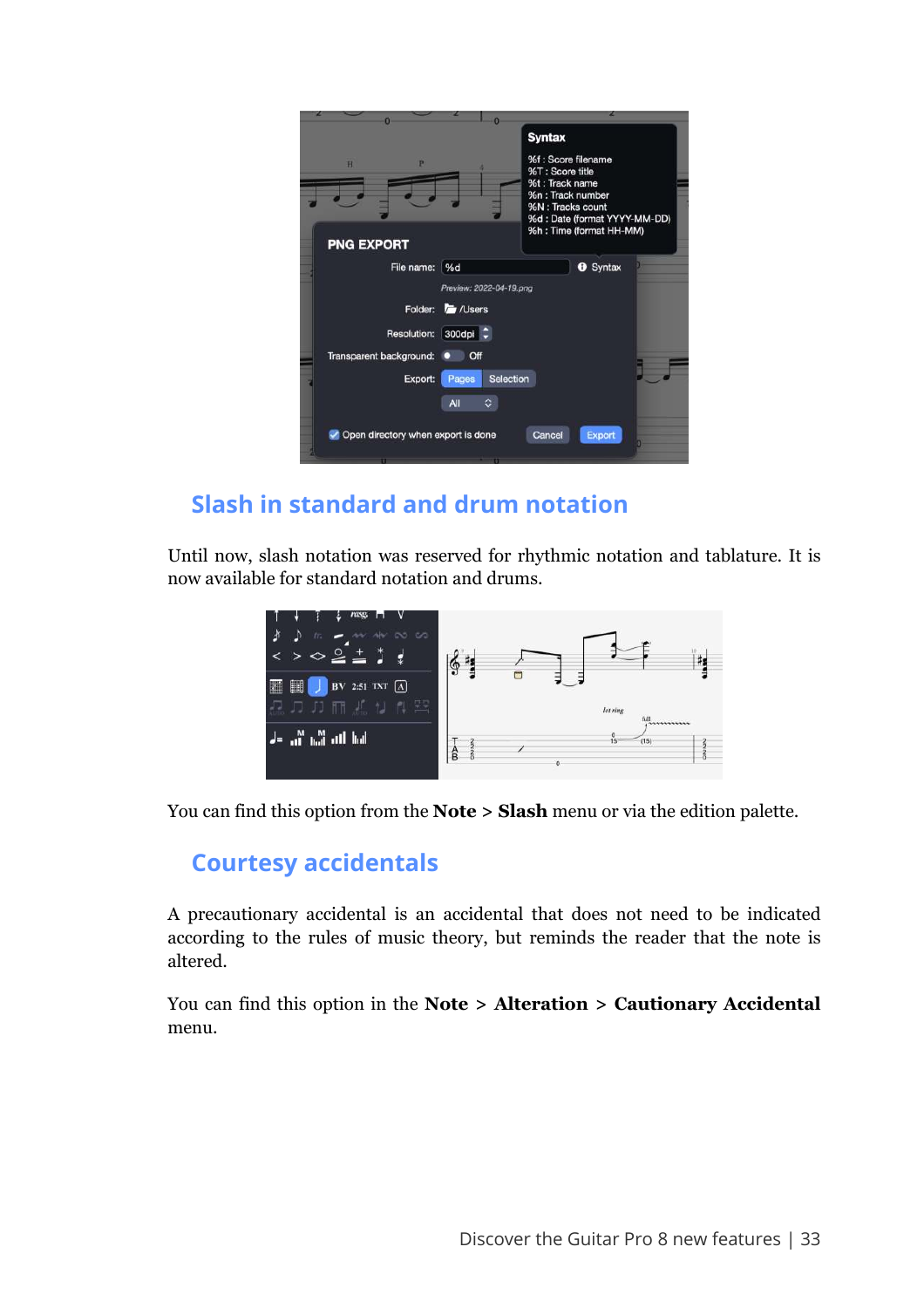## Slash in standard and drum notation

Until now, slash notation was reserved for rhythmic notation and tablature. It is now available for standard notation and drums.

You can find this option from the **Note > Slash** menu or via the edition palette.

## Courtesy accidentals

A precautionary accidental is an accidental that does not need to be indicated according to the rules of music theory, but reminds the reader that the note is altered.

You can find this option in the **Note > Alteration > Cautionary Accidental** menu.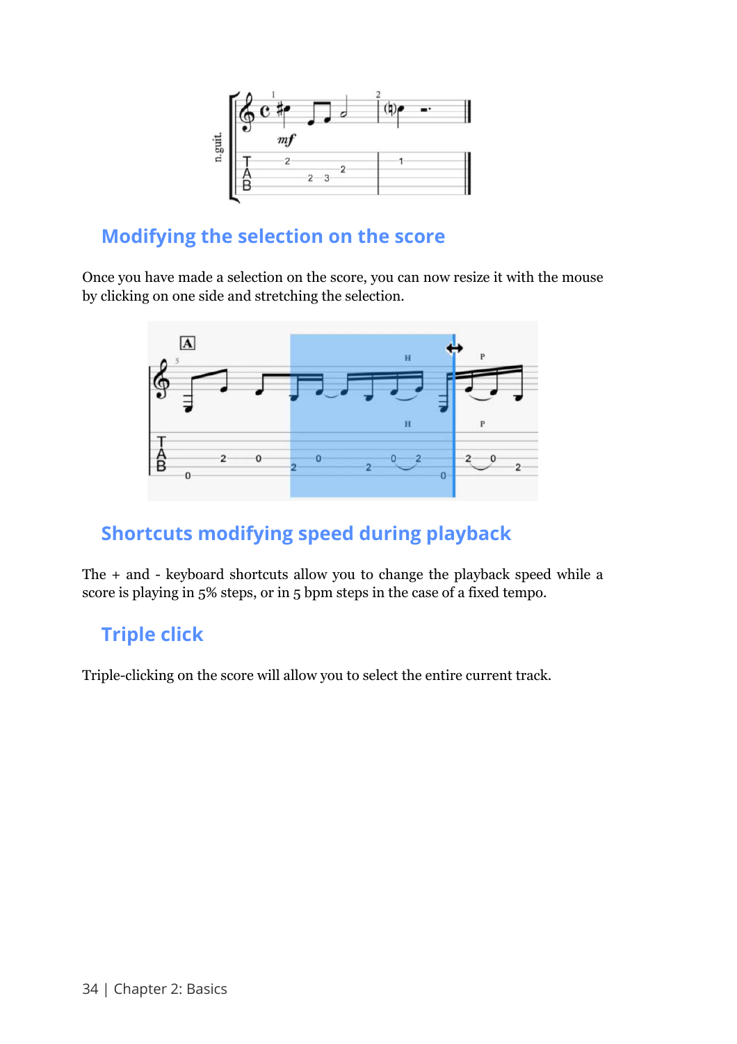## Modifying the selection on the score

Once you have made a selection on the score, you can now resize it with the mouse by clicking on one side and stretching the selection.

## Shortcuts modifying speed during playback

The + and - keyboard shortcuts allow you to change the playback speed while a score is playing in 5% steps, or in 5 bpm steps in the case of a fixed tempo.

## Triple click

Triple-clicking on the score will allow you to select the entire current track.